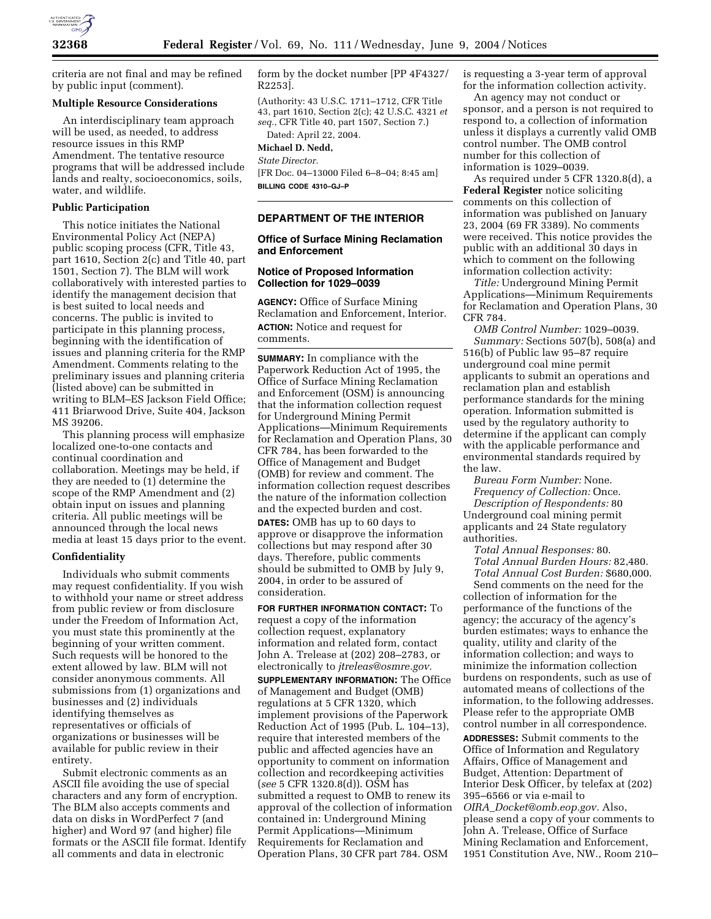criteria are not final and may be refined by public input (comment).

**Multiple Resource Considerations**

An interdisciplinary team approach will be used, as needed, to address resource issues in this RMP Amendment. The tentative resource programs that will be addressed include lands and realty, socioeconomics, soils, water, and wildlife.

**Public Participation**

This notice initiates the National Environmental Policy Act (NEPA) public scoping process (CFR, Title 43, part 1610, Section 2(c) and Title 40, part 1501, Section 7). The BLM will work collaboratively with interested parties to identify the management decision that is best suited to local needs and concerns. The public is invited to participate in this planning process, beginning with the identification of issues and planning criteria for the RMP Amendment. Comments relating to the preliminary issues and planning criteria (listed above) can be submitted in writing to BLM–ES Jackson Field Office; 411 Briarwood Drive, Suite 404, Jackson MS 39206.

This planning process will emphasize localized one-to-one contacts and continual coordination and collaboration. Meetings may be held, if they are needed to (1) determine the scope of the RMP Amendment and (2) obtain input on issues and planning criteria. All public meetings will be announced through the local news media at least 15 days prior to the event.

**Confidentiality**

Individuals who submit comments may request confidentiality. If you wish to withhold your name or street address from public review or from disclosure under the Freedom of Information Act, you must state this prominently at the beginning of your written comment. Such requests will be honored to the extent allowed by law. BLM will not consider anonymous comments. All submissions from (1) organizations and businesses and (2) individuals identifying themselves as representatives or officials of organizations or businesses will be available for public review in their entirety.

Submit electronic comments as an ASCII file avoiding the use of special characters and any form of encryption. The BLM also accepts comments and data on disks in WordPerfect 7 (and higher) and Word 97 (and higher) file formats or the ASCII file format. Identify all comments and data in electronic form by the docket number [PP 4F4327/R2253].

(Authority: 43 U.S.C. 1711–1712, CFR Title 43, part 1610, Section 2(c); 42 U.S.C. 4321 *et seq.*, CFR Title 40, part 1507, Section 7.)

Dated: April 22, 2004.

**Michael D. Nedd,**

*State Director.*

[FR Doc. 04–13000 Filed 6–8–04; 8:45 am]

**BILLING CODE 4310–GJ–P**

## DEPARTMENT OF THE INTERIOR

### Office of Surface Mining Reclamation and Enforcement

### Notice of Proposed Information Collection for 1029–0039

**AGENCY:** Office of Surface Mining Reclamation and Enforcement, Interior.

**ACTION:** Notice and request for comments.

**SUMMARY:** In compliance with the Paperwork Reduction Act of 1995, the Office of Surface Mining Reclamation and Enforcement (OSM) is announcing that the information collection request for Underground Mining Permit Applications—Minimum Requirements for Reclamation and Operation Plans, 30 CFR 784, has been forwarded to the Office of Management and Budget (OMB) for review and comment. The information collection request describes the nature of the information collection and the expected burden and cost.

**DATES:** OMB has up to 60 days to approve or disapprove the information collections but may respond after 30 days. Therefore, public comments should be submitted to OMB by July 9, 2004, in order to be assured of consideration.

**FOR FURTHER INFORMATION CONTACT:** To request a copy of the information collection request, explanatory information and related form, contact John A. Trelease at (202) 208–2783, or electronically to *jtreleas@osmre.gov.*

**SUPPLEMENTARY INFORMATION:** The Office of Management and Budget (OMB) regulations at 5 CFR 1320, which implement provisions of the Paperwork Reduction Act of 1995 (Pub. L. 104–13), require that interested members of the public and affected agencies have an opportunity to comment on information collection and recordkeeping activities (*see* 5 CFR 1320.8(d)). OSM has submitted a request to OMB to renew its approval of the collection of information contained in: Underground Mining Permit Applications—Minimum Requirements for Reclamation and Operation Plans, 30 CFR part 784. OSM is requesting a 3-year term of approval for the information collection activity.

An agency may not conduct or sponsor, and a person is not required to respond to, a collection of information unless it displays a currently valid OMB control number. The OMB control number for this collection of information is 1029–0039.

As required under 5 CFR 1320.8(d), a **Federal Register** notice soliciting comments on this collection of information was published on January 23, 2004 (69 FR 3389). No comments were received. This notice provides the public with an additional 30 days in which to comment on the following information collection activity:

*Title:* Underground Mining Permit Applications—Minimum Requirements for Reclamation and Operation Plans, 30 CFR 784.

*OMB Control Number:* 1029–0039.

*Summary:* Sections 507(b), 508(a) and 516(b) of Public law 95–87 require underground coal mine permit applicants to submit an operations and reclamation plan and establish performance standards for the mining operation. Information submitted is used by the regulatory authority to determine if the applicant can comply with the applicable performance and environmental standards required by the law.

*Bureau Form Number:* None.

*Frequency of Collection:* Once.

*Description of Respondents:* 80 Underground coal mining permit applicants and 24 State regulatory authorities.

*Total Annual Responses:* 80.

*Total Annual Burden Hours:* 82,480.

*Total Annual Cost Burden:* $680,000.

Send comments on the need for the collection of information for the performance of the functions of the agency; the accuracy of the agency's burden estimates; ways to enhance the quality, utility and clarity of the information collection; and ways to minimize the information collection burdens on respondents, such as use of automated means of collections of the information, to the following addresses. Please refer to the appropriate OMB control number in all correspondence.

**ADDRESSES:** Submit comments to the Office of Information and Regulatory Affairs, Office of Management and Budget, Attention: Department of Interior Desk Officer, by telefax at (202) 395–6566 or via e-mail to *OIRA_Docket@omb.eop.gov.* Also, please send a copy of your comments to John A. Trelease, Office of Surface Mining Reclamation and Enforcement, 1951 Constitution Ave, NW., Room 210–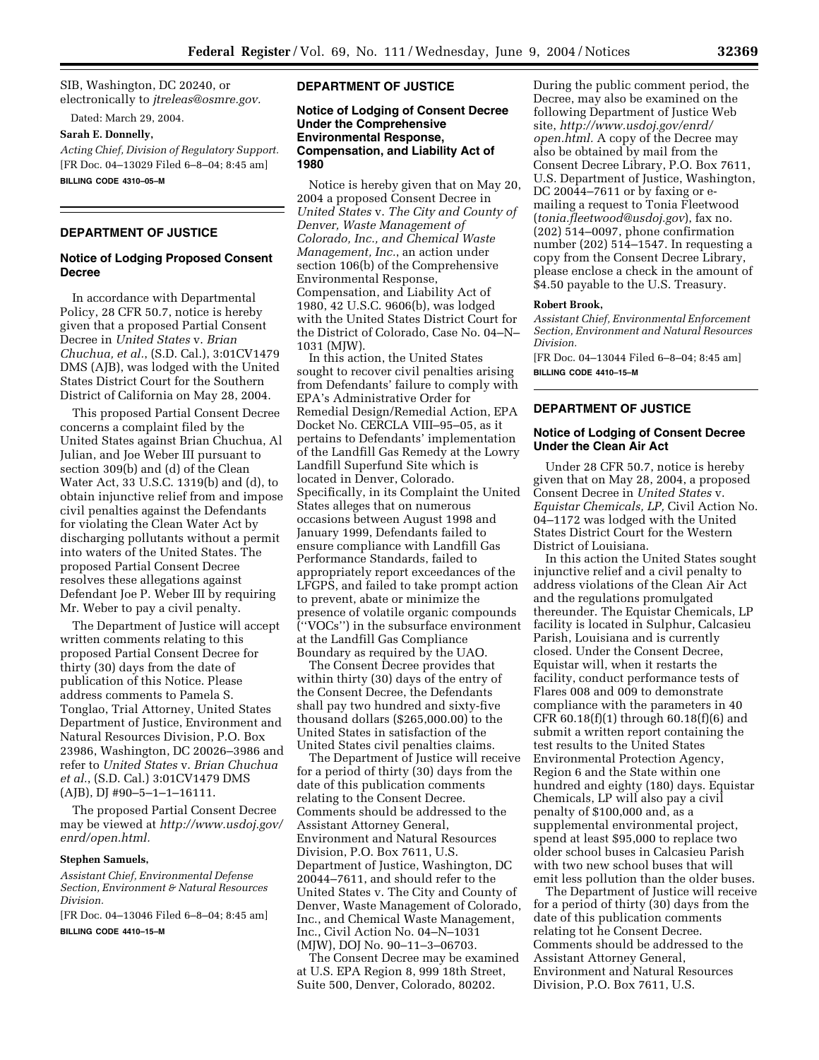SIB, Washington, DC 20240, or electronically to *jtreleas@osmre.gov.*

Dated: March 29, 2004.

**Sarah E. Donnelly,**

*Acting Chief, Division of Regulatory Support.*

[FR Doc. 04–13029 Filed 6–8–04; 8:45 am]

**BILLING CODE 4310–05–M**

## DEPARTMENT OF JUSTICE

### Notice of Lodging Proposed Consent Decree

In accordance with Departmental Policy, 28 CFR 50.7, notice is hereby given that a proposed Partial Consent Decree in *United States* v. *Brian Chuchua, et al.*, (S.D. Cal.), 3:01CV1479 DMS (AJB), was lodged with the United States District Court for the Southern District of California on May 28, 2004.

This proposed Partial Consent Decree concerns a complaint filed by the United States against Brian Chuchua, Al Julian, and Joe Weber III pursuant to section 309(b) and (d) of the Clean Water Act, 33 U.S.C. 1319(b) and (d), to obtain injunctive relief from and impose civil penalties against the Defendants for violating the Clean Water Act by discharging pollutants without a permit into waters of the United States. The proposed Partial Consent Decree resolves these allegations against Defendant Joe P. Weber III by requiring Mr. Weber to pay a civil penalty.

The Department of Justice will accept written comments relating to this proposed Partial Consent Decree for thirty (30) days from the date of publication of this Notice. Please address comments to Pamela S. Tonglao, Trial Attorney, United States Department of Justice, Environment and Natural Resources Division, P.O. Box 23986, Washington, DC 20026–3986 and refer to *United States* v. *Brian Chuchua et al.*, (S.D. Cal.) 3:01CV1479 DMS (AJB), DJ #90–5–1–1–16111.

The proposed Partial Consent Decree may be viewed at *http://www.usdoj.gov/enrd/open.html.*

**Stephen Samuels,**

*Assistant Chief, Environmental Defense Section, Environment & Natural Resources Division.*

[FR Doc. 04–13046 Filed 6–8–04; 8:45 am]

**BILLING CODE 4410–15–M**

## DEPARTMENT OF JUSTICE

### Notice of Lodging of Consent Decree Under the Comprehensive Environmental Response, Compensation, and Liability Act of 1980

Notice is hereby given that on May 20, 2004 a proposed Consent Decree in *United States* v. *The City and County of Denver, Waste Management of Colorado, Inc., and Chemical Waste Management, Inc.*, an action under section 106(b) of the Comprehensive Environmental Response, Compensation, and Liability Act of 1980, 42 U.S.C. 9606(b), was lodged with the United States District Court for the District of Colorado, Case No. 04–N–1031 (MJW).

In this action, the United States sought to recover civil penalties arising from Defendants' failure to comply with EPA's Administrative Order for Remedial Design/Remedial Action, EPA Docket No. CERCLA VIII–95–05, as it pertains to Defendants' implementation of the Landfill Gas Remedy at the Lowry Landfill Superfund Site which is located in Denver, Colorado. Specifically, in its Complaint the United States alleges that on numerous occasions between August 1998 and January 1999, Defendants failed to ensure compliance with Landfill Gas Performance Standards, failed to appropriately report exceedances of the LFGPS, and failed to take prompt action to prevent, abate or minimize the presence of volatile organic compounds (''VOCs'') in the subsurface environment at the Landfill Gas Compliance Boundary as required by the UAO.

The Consent Decree provides that within thirty (30) days of the entry of the Consent Decree, the Defendants shall pay two hundred and sixty-five thousand dollars ($265,000.00) to the United States in satisfaction of the United States civil penalties claims.

The Department of Justice will receive for a period of thirty (30) days from the date of this publication comments relating to the Consent Decree. Comments should be addressed to the Assistant Attorney General, Environment and Natural Resources Division, P.O. Box 7611, U.S. Department of Justice, Washington, DC 20044–7611, and should refer to United States v. The City and County of Denver, Waste Management of Colorado, Inc., and Chemical Waste Management, Inc., Civil Action No. 04–N–1031 (MJW), DOJ No. 90–11–3–06703.

The Consent Decree may be examined at U.S. EPA Region 8, 999 18th Street, Suite 500, Denver, Colorado, 80202. During the public comment period, the Decree, may also be examined on the following Department of Justice Web site, *http://www.usdoj.gov/enrd/open.html.* A copy of the Decree may also be obtained by mail from the Consent Decree Library, P.O. Box 7611, U.S. Department of Justice, Washington, DC 20044–7611 or by faxing or e-mailing a request to Tonia Fleetwood (*tonia.fleetwood@usdoj.gov*), fax no. (202) 514–0097, phone confirmation number (202) 514–1547. In requesting a copy from the Consent Decree Library, please enclose a check in the amount of $4.50 payable to the U.S. Treasury.

**Robert Brook,**

*Assistant Chief, Environmental Enforcement Section, Environment and Natural Resources Division.*

[FR Doc. 04–13044 Filed 6–8–04; 8:45 am]

**BILLING CODE 4410–15–M**

## DEPARTMENT OF JUSTICE

### Notice of Lodging of Consent Decree Under the Clean Air Act

Under 28 CFR 50.7, notice is hereby given that on May 28, 2004, a proposed Consent Decree in *United States* v. *Equistar Chemicals, LP,* Civil Action No. 04–1172 was lodged with the United States District Court for the Western District of Louisiana.

In this action the United States sought injunctive relief and a civil penalty to address violations of the Clean Air Act and the regulations promulgated thereunder. The Equistar Chemicals, LP facility is located in Sulphur, Calcasieu Parish, Louisiana and is currently closed. Under the Consent Decree, Equistar will, when it restarts the facility, conduct performance tests of Flares 008 and 009 to demonstrate compliance with the parameters in 40 CFR 60.18(f)(1) through 60.18(f)(6) and submit a written report containing the test results to the United States Environmental Protection Agency, Region 6 and the State within one hundred and eighty (180) days. Equistar Chemicals, LP will also pay a civil penalty of $100,000 and, as a supplemental environmental project, spend at least $95,000 to replace two older school buses in Calcasieu Parish with two new school buses that will emit less pollution than the older buses.

The Department of Justice will receive for a period of thirty (30) days from the date of this publication comments relating tot he Consent Decree. Comments should be addressed to the Assistant Attorney General, Environment and Natural Resources Division, P.O. Box 7611, U.S.